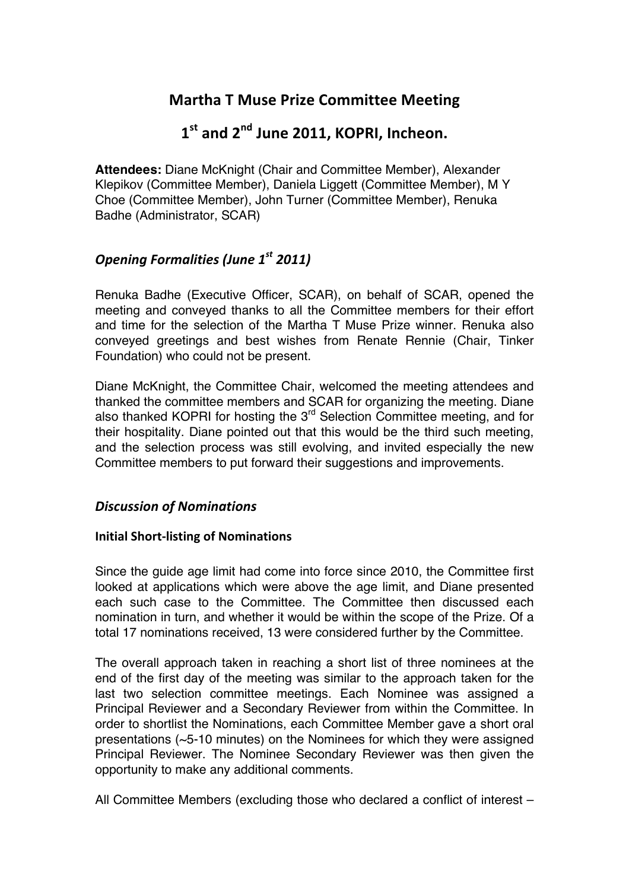# Martha T Muse Prize Committee Meeting

# 1st and 2nd June 2011, KOPRI, Incheon.

**Attendees:** Diane McKnight (Chair and Committee Member), Alexander Klepikov (Committee Member), Daniela Liggett (Committee Member), M Y Choe (Committee Member), John Turner (Committee Member), Renuka Badhe (Administrator, SCAR)

## *Opening Formalities (June 1st 2011)*

Renuka Badhe (Executive Officer, SCAR), on behalf of SCAR, opened the meeting and conveyed thanks to all the Committee members for their effort and time for the selection of the Martha T Muse Prize winner. Renuka also conveyed greetings and best wishes from Renate Rennie (Chair, Tinker Foundation) who could not be present.

Diane McKnight, the Committee Chair, welcomed the meeting attendees and thanked the committee members and SCAR for organizing the meeting. Diane also thanked KOPRI for hosting the 3rd Selection Committee meeting, and for their hospitality. Diane pointed out that this would be the third such meeting, and the selection process was still evolving, and invited especially the new Committee members to put forward their suggestions and improvements.

## *Discussion of Nominations*

### Initial Short-listing of Nominations

Since the guide age limit had come into force since 2010, the Committee first looked at applications which were above the age limit, and Diane presented each such case to the Committee. The Committee then discussed each nomination in turn, and whether it would be within the scope of the Prize. Of a total 17 nominations received, 13 were considered further by the Committee.

The overall approach taken in reaching a short list of three nominees at the end of the first day of the meeting was similar to the approach taken for the last two selection committee meetings. Each Nominee was assigned a Principal Reviewer and a Secondary Reviewer from within the Committee. In order to shortlist the Nominations, each Committee Member gave a short oral presentations (~5-10 minutes) on the Nominees for which they were assigned Principal Reviewer. The Nominee Secondary Reviewer was then given the opportunity to make any additional comments.

All Committee Members (excluding those who declared a conflict of interest –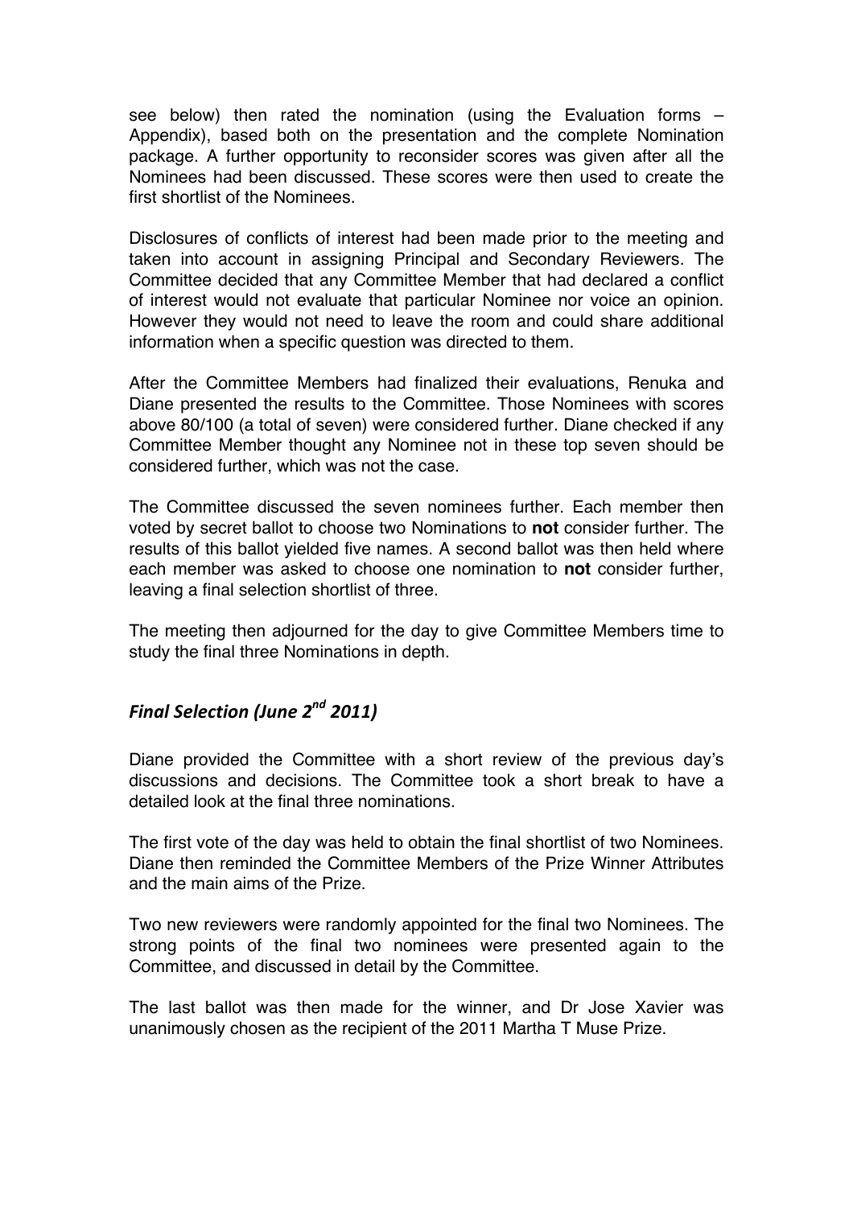see below) then rated the nomination (using the Evaluation forms – Appendix), based both on the presentation and the complete Nomination package. A further opportunity to reconsider scores was given after all the Nominees had been discussed. These scores were then used to create the first shortlist of the Nominees.

Disclosures of conflicts of interest had been made prior to the meeting and taken into account in assigning Principal and Secondary Reviewers. The Committee decided that any Committee Member that had declared a conflict of interest would not evaluate that particular Nominee nor voice an opinion. However they would not need to leave the room and could share additional information when a specific question was directed to them.

After the Committee Members had finalized their evaluations, Renuka and Diane presented the results to the Committee. Those Nominees with scores above 80/100 (a total of seven) were considered further. Diane checked if any Committee Member thought any Nominee not in these top seven should be considered further, which was not the case.

The Committee discussed the seven nominees further. Each member then voted by secret ballot to choose two Nominations to **not** consider further. The results of this ballot yielded five names. A second ballot was then held where each member was asked to choose one nomination to **not** consider further, leaving a final selection shortlist of three.

The meeting then adjourned for the day to give Committee Members time to study the final three Nominations in depth.

### *Final Selection (June 2nd 2011)*

Diane provided the Committee with a short review of the previous day's discussions and decisions. The Committee took a short break to have a detailed look at the final three nominations.

The first vote of the day was held to obtain the final shortlist of two Nominees. Diane then reminded the Committee Members of the Prize Winner Attributes and the main aims of the Prize.

Two new reviewers were randomly appointed for the final two Nominees. The strong points of the final two nominees were presented again to the Committee, and discussed in detail by the Committee.

The last ballot was then made for the winner, and Dr Jose Xavier was unanimously chosen as the recipient of the 2011 Martha T Muse Prize.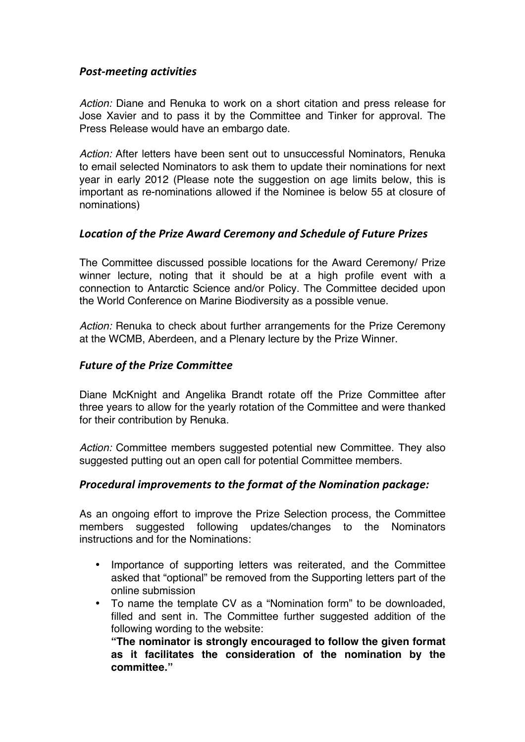### *Post-meeting activities*

*Action:* Diane and Renuka to work on a short citation and press release for Jose Xavier and to pass it by the Committee and Tinker for approval. The Press Release would have an embargo date.

*Action:* After letters have been sent out to unsuccessful Nominators, Renuka to email selected Nominators to ask them to update their nominations for next year in early 2012 (Please note the suggestion on age limits below, this is important as re-nominations allowed if the Nominee is below 55 at closure of nominations)

### *Location of the Prize Award Ceremony and Schedule of Future Prizes*

The Committee discussed possible locations for the Award Ceremony/ Prize winner lecture, noting that it should be at a high profile event with a connection to Antarctic Science and/or Policy. The Committee decided upon the World Conference on Marine Biodiversity as a possible venue.

*Action:* Renuka to check about further arrangements for the Prize Ceremony at the WCMB, Aberdeen, and a Plenary lecture by the Prize Winner.

### *Future of the Prize Committee*

Diane McKnight and Angelika Brandt rotate off the Prize Committee after three years to allow for the yearly rotation of the Committee and were thanked for their contribution by Renuka.

*Action:* Committee members suggested potential new Committee. They also suggested putting out an open call for potential Committee members.

### *Procedural improvements to the format of the Nomination package:*

As an ongoing effort to improve the Prize Selection process, the Committee members suggested following updates/changes to the Nominators instructions and for the Nominations:

- Importance of supporting letters was reiterated, and the Committee asked that "optional" be removed from the Supporting letters part of the online submission
- To name the template CV as a "Nomination form" to be downloaded, filled and sent in. The Committee further suggested addition of the following wording to the website:
  **"The nominator is strongly encouraged to follow the given format as it facilitates the consideration of the nomination by the committee."**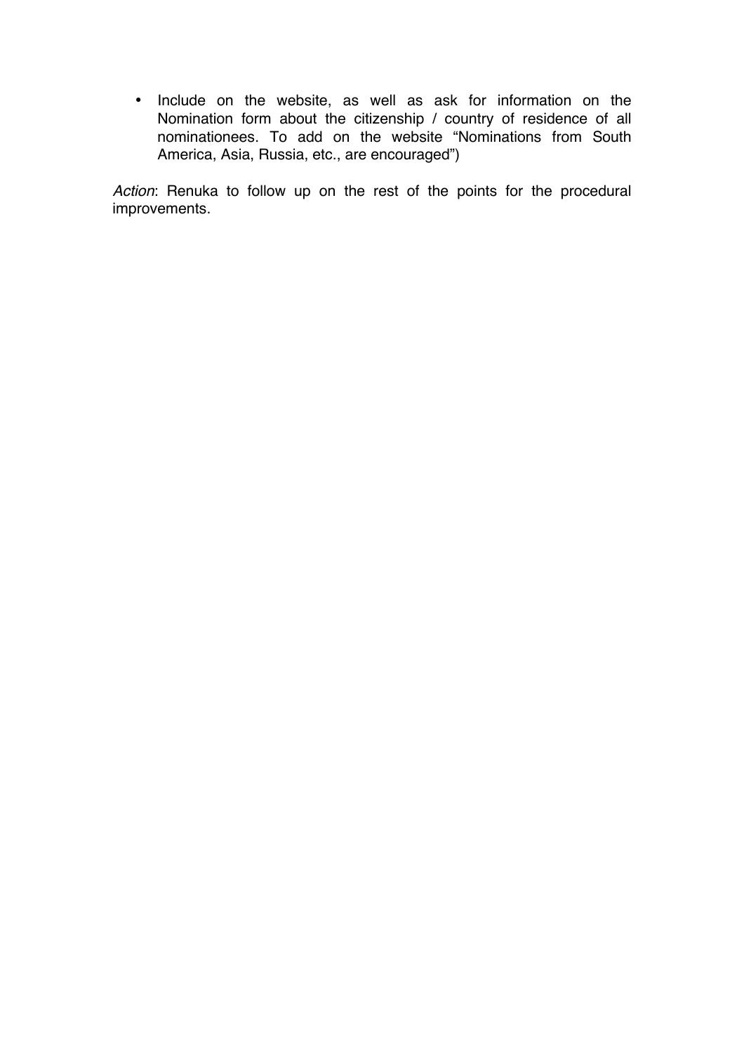- Include on the website, as well as ask for information on the Nomination form about the citizenship / country of residence of all nominationees. To add on the website "Nominations from South America, Asia, Russia, etc., are encouraged")

*Action*: Renuka to follow up on the rest of the points for the procedural improvements.